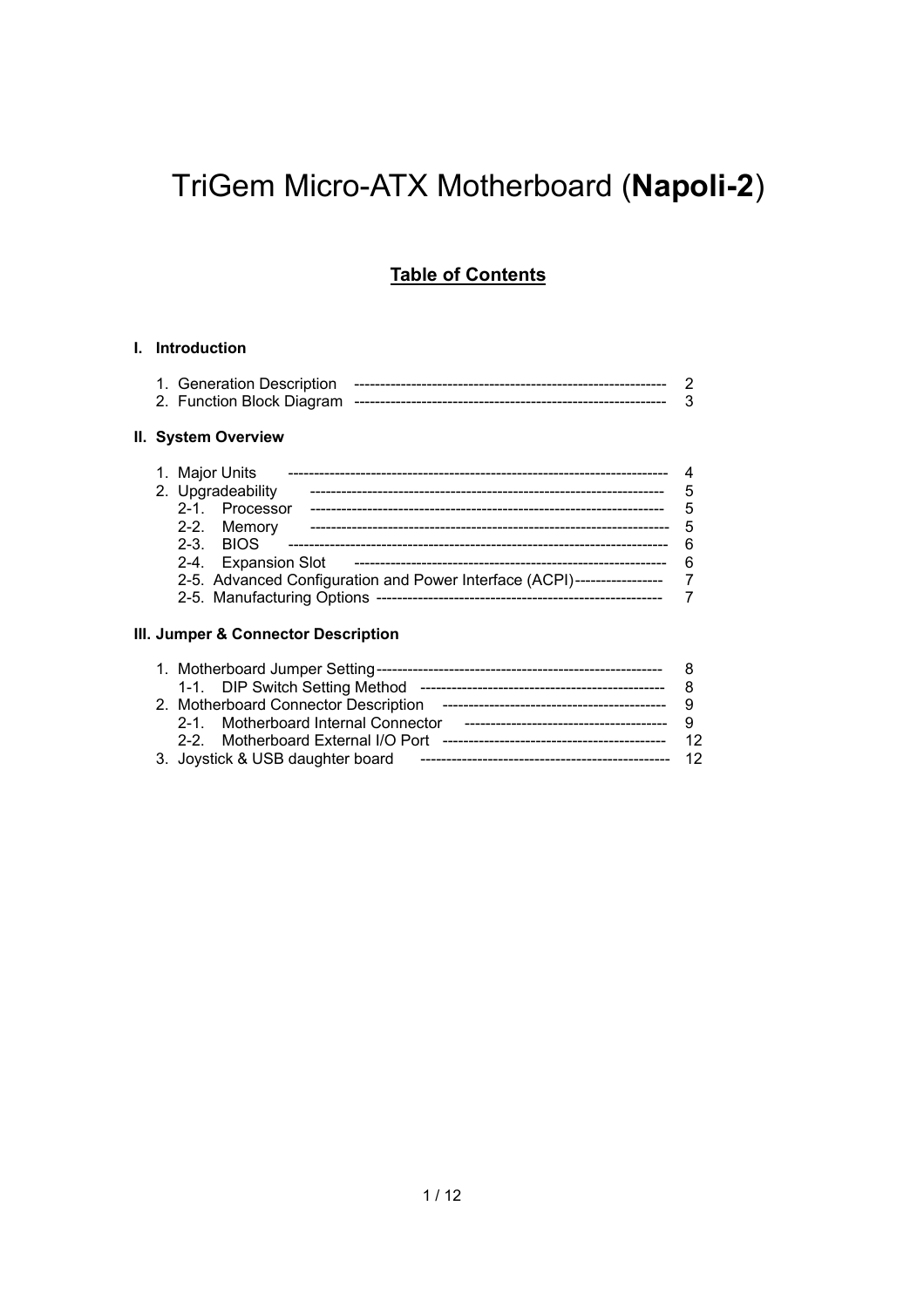# TriGem Micro-ATX Motherboard (**Napoli-2**)

## Table of Contents

**I. Introduction**

1. Generation Description ---------------------------------------------------------- 2
2. Function Block Diagram ---------------------------------------------------------- 3

**II. System Overview**

1. Major Units ----------------------------------------------------------------------- 4
2. Upgradeability ------------------------------------------------------------------ 5
   - 2-1. Processor ------------------------------------------------------------------ 5
   - 2-2. Memory -------------------------------------------------------------------- 5
   - 2-3. BIOS ----------------------------------------------------------------------- 6
   - 2-4. Expansion Slot ---------------------------------------------------------- 6
   - 2-5. Advanced Configuration and Power Interface (ACPI)---------------- 7
   - 2-5. Manufacturing Options ----------------------------------------------------- 7

**III. Jumper & Connector Description**

1. Motherboard Jumper Setting------------------------------------------------------- 8
   - 1-1. DIP Switch Setting Method ---------------------------------------------- 8
2. Motherboard Connector Description ------------------------------------------ 9
   - 2-1. Motherboard Internal Connector -------------------------------------- 9
   - 2-2. Motherboard External I/O Port ----------------------------------------- 12
3. Joystick & USB daughter board ----------------------------------------------- 12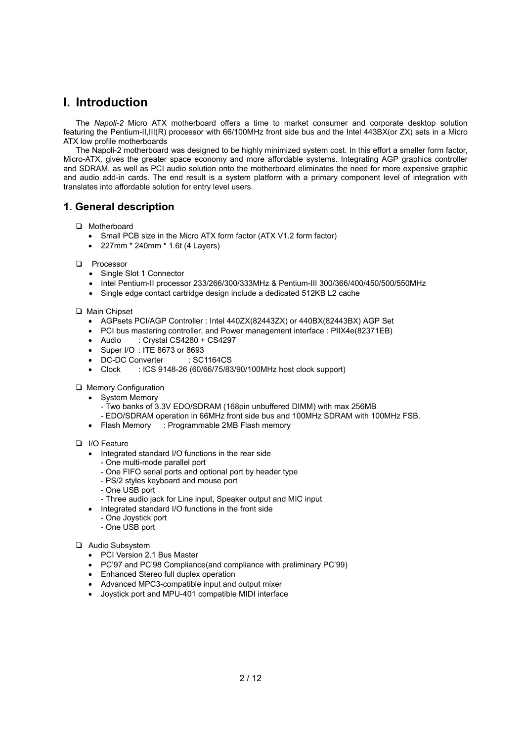# I. Introduction

The *Napoli-2* Micro ATX motherboard offers a time to market consumer and corporate desktop solution featuring the Pentium-II,III(R) processor with 66/100MHz front side bus and the Intel 443BX(or ZX) sets in a Micro ATX low profile motherboards

The Napoli-2 motherboard was designed to be highly minimized system cost. In this effort a smaller form factor, Micro-ATX, gives the greater space economy and more affordable systems. Integrating AGP graphics controller and SDRAM, as well as PCI audio solution onto the motherboard eliminates the need for more expensive graphic and audio add-in cards. The end result is a system platform with a primary component level of integration with translates into affordable solution for entry level users.

## 1. General description

- Motherboard
  - Small PCB size in the Micro ATX form factor (ATX V1.2 form factor)
  - 227mm * 240mm * 1.6t (4 Layers)

- Processor
  - Single Slot 1 Connector
  - Intel Pentium-II processor 233/266/300/333MHz & Pentium-III 300/366/400/450/500/550MHz
  - Single edge contact cartridge design include a dedicated 512KB L2 cache

- Main Chipset
  - AGPsets PCI/AGP Controller : Intel 440ZX(82443ZX) or 440BX(82443BX) AGP Set
  - PCI bus mastering controller, and Power management interface : PIIX4e(82371EB)
  - Audio : Crystal CS4280 + CS4297
  - Super I/O : ITE 8673 or 8693
  - DC-DC Converter : SC1164CS
  - Clock : ICS 9148-26 (60/66/75/83/90/100MHz host clock support)

- Memory Configuration
  - System Memory
    - Two banks of 3.3V EDO/SDRAM (168pin unbuffered DIMM) with max 256MB
    - EDO/SDRAM operation in 66MHz front side bus and 100MHz SDRAM with 100MHz FSB.
  - Flash Memory : Programmable 2MB Flash memory

- I/O Feature
  - Integrated standard I/O functions in the rear side
    - One multi-mode parallel port
    - One FIFO serial ports and optional port by header type
    - PS/2 styles keyboard and mouse port
    - One USB port
    - Three audio jack for Line input, Speaker output and MIC input
  - Integrated standard I/O functions in the front side
    - One Joystick port
    - One USB port

- Audio Subsystem
  - PCI Version 2.1 Bus Master
  - PC'97 and PC'98 Compliance(and compliance with preliminary PC'99)
  - Enhanced Stereo full duplex operation
  - Advanced MPC3-compatible input and output mixer
  - Joystick port and MPU-401 compatible MIDI interface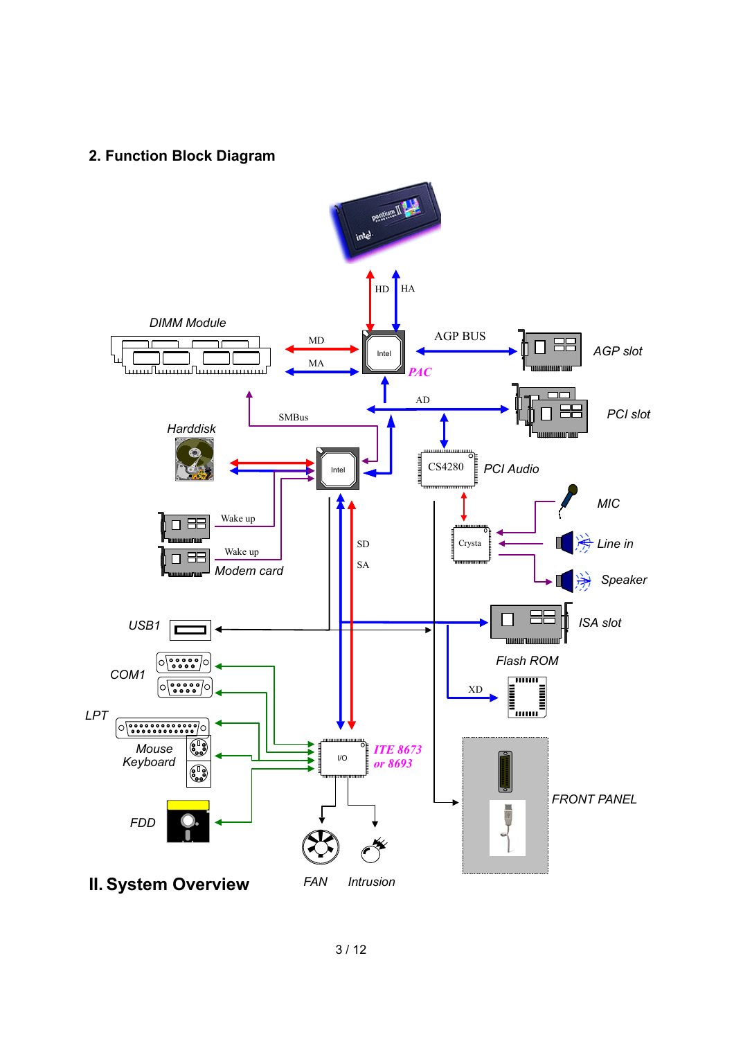## 2. Function Block Diagram

HD HA

DIMM Module

MD

MA

AGP BUS

AGP slot

PAC

AD

PCI slot

SMBus

Harddisk

CS4280

PCI Audio

MIC

Wake up

Wake up

Modem card

SD

SA

Crysta

Line in

Speaker

USB1

ISA slot

Flash ROM

COM1

XD

LPT

Mouse

Keyboard

ITE 8673 or 8693

FRONT PANEL

FDD

FAN Intrusion

# II. System Overview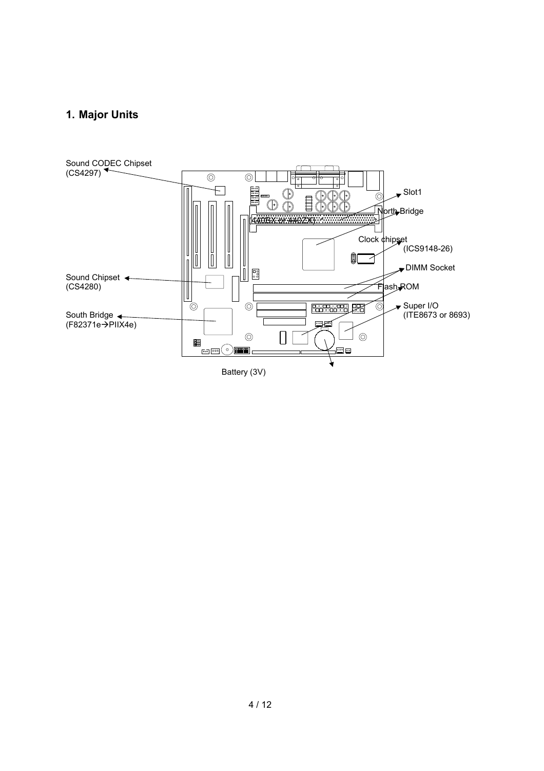## 1. Major Units

Sound CODEC Chipset
(CS4297)

Slot1

(440BX or 440ZX)

North Bridge

Clock chipset
(ICS9148-26)

DIMM Socket

Sound Chipset
(CS4280)

Flash ROM

Super I/O
(ITE8673 or 8693)

South Bridge
(F82371e→PIIX4e)

Battery (3V)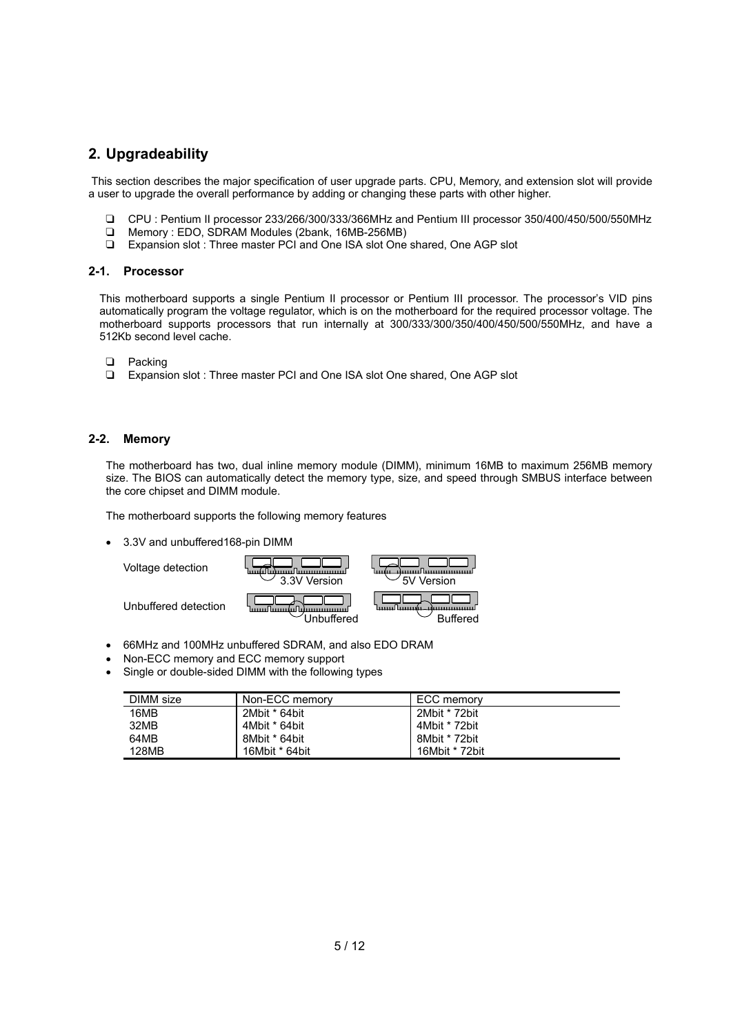## 2. Upgradeability

This section describes the major specification of user upgrade parts. CPU, Memory, and extension slot will provide a user to upgrade the overall performance by adding or changing these parts with other higher.

- CPU : Pentium II processor 233/266/300/333/366MHz and Pentium III processor 350/400/450/500/550MHz
- Memory : EDO, SDRAM Modules (2bank, 16MB-256MB)
- Expansion slot : Three master PCI and One ISA slot One shared, One AGP slot

### 2-1. Processor

This motherboard supports a single Pentium II processor or Pentium III processor. The processor's VID pins automatically program the voltage regulator, which is on the motherboard for the required processor voltage. The motherboard supports processors that run internally at 300/333/300/350/400/450/500/550MHz, and have a 512Kb second level cache.

- Packing
- Expansion slot : Three master PCI and One ISA slot One shared, One AGP slot

### 2-2. Memory

The motherboard has two, dual inline memory module (DIMM), minimum 16MB to maximum 256MB memory size. The BIOS can automatically detect the memory type, size, and speed through SMBUS interface between the core chipset and DIMM module.

The motherboard supports the following memory features

- 3.3V and unbuffered168-pin DIMM

Voltage detection — 3.3V Version — 5V Version

Unbuffered detection — Unbuffered — Buffered

- 66MHz and 100MHz unbuffered SDRAM, and also EDO DRAM
- Non-ECC memory and ECC memory support
- Single or double-sided DIMM with the following types

| DIMM size | Non-ECC memory | ECC memory |
|---|---|---|
| 16MB | 2Mbit * 64bit | 2Mbit * 72bit |
| 32MB | 4Mbit * 64bit | 4Mbit * 72bit |
| 64MB | 8Mbit * 64bit | 8Mbit * 72bit |
| 128MB | 16Mbit * 64bit | 16Mbit * 72bit |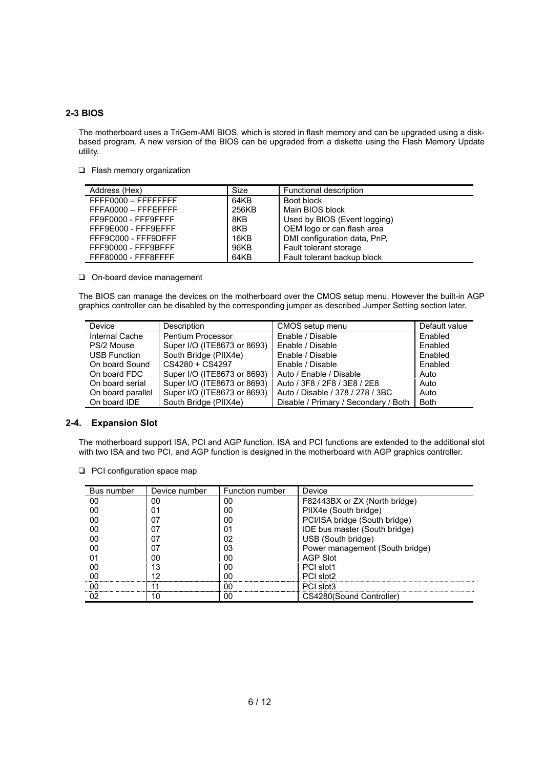## 2-3 BIOS

The motherboard uses a TriGem-AMI BIOS, which is stored in flash memory and can be upgraded using a disk-based program. A new version of the BIOS can be upgraded from a diskette using the Flash Memory Update utility.

❑ Flash memory organization

| Address (Hex) | Size | Functional description |
|---|---|---|
| FFFF0000 – FFFFFFFF | 64KB | Boot block |
| FFFA0000 – FFFEFFFF | 256KB | Main BIOS block |
| FF9F0000 - FFF9FFFF | 8KB | Used by BIOS (Event logging) |
| FFF9E000 - FFF9EFFF | 8KB | OEM logo or can flash area |
| FFF9C000 - FFF9DFFF | 16KB | DMI configuration data, PnP, |
| FFF90000 - FFF9BFFF | 96KB | Fault tolerant storage |
| FFF80000 - FFF8FFFF | 64KB | Fault tolerant backup block |

❑ On-board device management

The BIOS can manage the devices on the motherboard over the CMOS setup menu. However the built-in AGP graphics controller can be disabled by the corresponding jumper as described Jumper Setting section later.

| Device | Description | CMOS setup menu | Default value |
|---|---|---|---|
| Internal Cache | Pentium Processor | Enable / Disable | Enabled |
| PS/2 Mouse | Super I/O (ITE8673 or 8693) | Enable / Disable | Enabled |
| USB Function | South Bridge (PIIX4e) | Enable / Disable | Enabled |
| On board Sound | CS4280 + CS4297 | Enable / Disable | Enabled |
| On board FDC | Super I/O (ITE8673 or 8693) | Auto / Enable / Disable | Auto |
| On board serial | Super I/O (ITE8673 or 8693) | Auto / 3F8 / 2F8 / 3E8 / 2E8 | Auto |
| On board parallel | Super I/O (ITE8673 or 8693) | Auto / Disable / 378 / 278 / 3BC | Auto |
| On board IDE | South Bridge (PIIX4e) | Disable / Primary / Secondary / Both | Both |

## 2-4. Expansion Slot

The motherboard support ISA, PCI and AGP function. ISA and PCI functions are extended to the additional slot with two ISA and two PCI, and AGP function is designed in the motherboard with AGP graphics controller.

❑ PCI configuration space map

| Bus number | Device number | Function number | Device |
|---|---|---|---|
| 00 | 00 | 00 | F82443BX or ZX (North bridge) |
| 00 | 01 | 00 | PIIX4e (South bridge) |
| 00 | 07 | 00 | PCI/ISA bridge (South bridge) |
| 00 | 07 | 01 | IDE bus master (South bridge) |
| 00 | 07 | 02 | USB (South bridge) |
| 00 | 07 | 03 | Power management (South bridge) |
| 01 | 00 | 00 | AGP Slot |
| 00 | 13 | 00 | PCI slot1 |
| 00 | 12 | 00 | PCI slot2 |
| 00 | 11 | 00 | PCI slot3 |
| 02 | 10 | 00 | CS4280(Sound Controller) |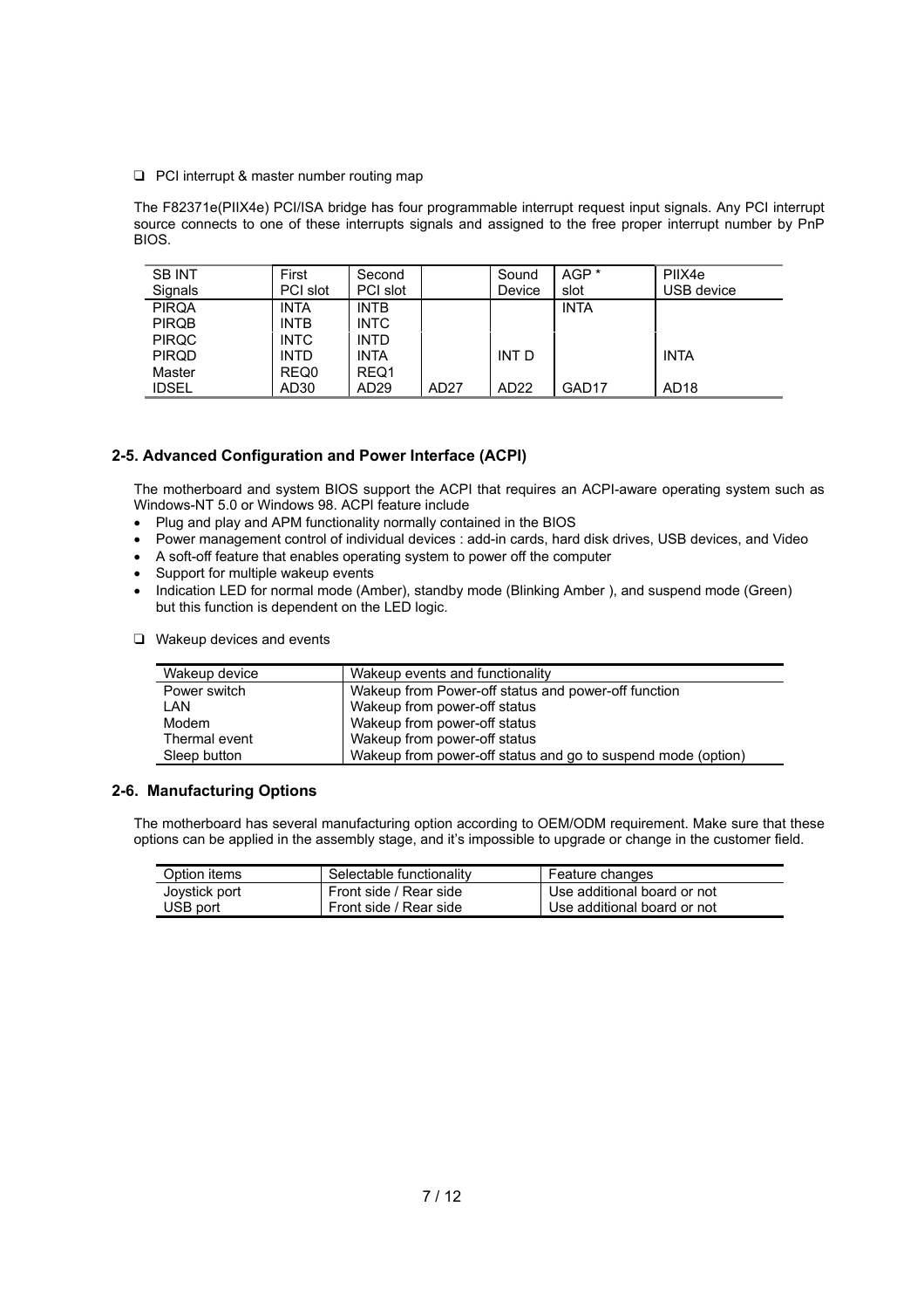❑ PCI interrupt & master number routing map

The F82371e(PIIX4e) PCI/ISA bridge has four programmable interrupt request input signals. Any PCI interrupt source connects to one of these interrupts signals and assigned to the free proper interrupt number by PnP BIOS.

| SB INT Signals | First PCI slot | Second PCI slot | | Sound Device | AGP * slot | PIIX4e USB device |
|---|---|---|---|---|---|---|
| PIRQA | INTA | INTB | | | INTA | |
| PIRQB | INTB | INTC | | | | |
| PIRQC | INTC | INTD | | | | |
| PIRQD | INTD | INTA | | INT D | | INTA |
| Master | REQ0 | REQ1 | | | | |
| IDSEL | AD30 | AD29 | AD27 | AD22 | GAD17 | AD18 |

## 2-5. Advanced Configuration and Power Interface (ACPI)

The motherboard and system BIOS support the ACPI that requires an ACPI-aware operating system such as Windows-NT 5.0 or Windows 98. ACPI feature include

- Plug and play and APM functionality normally contained in the BIOS
- Power management control of individual devices : add-in cards, hard disk drives, USB devices, and Video
- A soft-off feature that enables operating system to power off the computer
- Support for multiple wakeup events
- Indication LED for normal mode (Amber), standby mode (Blinking Amber ), and suspend mode (Green) but this function is dependent on the LED logic.

❑ Wakeup devices and events

| Wakeup device | Wakeup events and functionality |
|---|---|
| Power switch | Wakeup from Power-off status and power-off function |
| LAN | Wakeup from power-off status |
| Modem | Wakeup from power-off status |
| Thermal event | Wakeup from power-off status |
| Sleep button | Wakeup from power-off status and go to suspend mode (option) |

## 2-6. Manufacturing Options

The motherboard has several manufacturing option according to OEM/ODM requirement. Make sure that these options can be applied in the assembly stage, and it's impossible to upgrade or change in the customer field.

| Option items | Selectable functionality | Feature changes |
|---|---|---|
| Joystick port | Front side / Rear side | Use additional board or not |
| USB port | Front side / Rear side | Use additional board or not |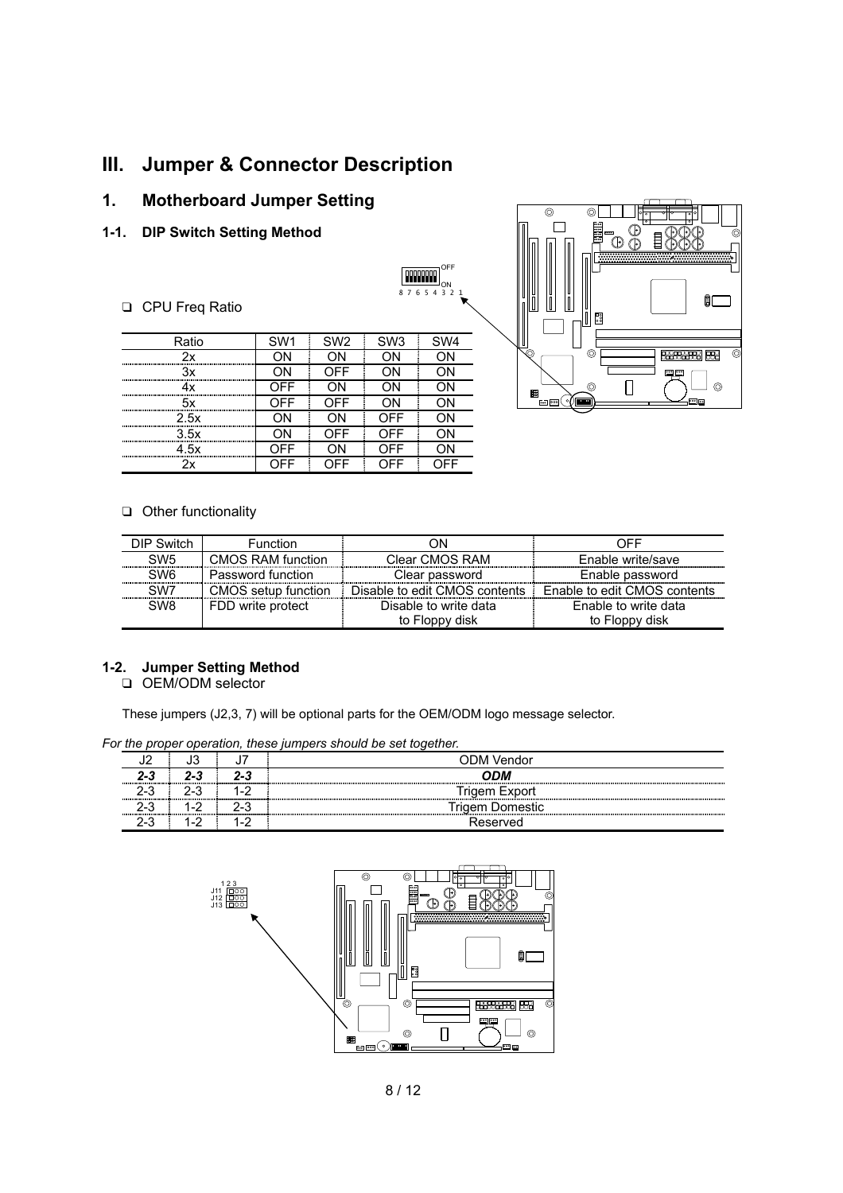# III. Jumper & Connector Description

## 1. Motherboard Jumper Setting

### 1-1. DIP Switch Setting Method

❑ CPU Freq Ratio

| Ratio | SW1 | SW2 | SW3 | SW4 |
|---|---|---|---|---|
| 2x | ON | ON | ON | ON |
| 3x | ON | OFF | ON | ON |
| 4x | OFF | ON | ON | ON |
| 5x | OFF | OFF | ON | ON |
| 2.5x | ON | ON | OFF | ON |
| 3.5x | ON | OFF | OFF | ON |
| 4.5x | OFF | ON | OFF | ON |
| 2x | OFF | OFF | OFF | OFF |

❑ Other functionality

| DIP Switch | Function | ON | OFF |
|---|---|---|---|
| SW5 | CMOS RAM function | Clear CMOS RAM | Enable write/save |
| SW6 | Password function | Clear password | Enable password |
| SW7 | CMOS setup function | Disable to edit CMOS contents | Enable to edit CMOS contents |
| SW8 | FDD write protect | Disable to write data to Floppy disk | Enable to write data to Floppy disk |

### 1-2. Jumper Setting Method

❑ OEM/ODM selector

These jumpers (J2,3, 7) will be optional parts for the OEM/ODM logo message selector.

*For the proper operation, these jumpers should be set together.*

| J2 | J3 | J7 | ODM Vendor |
|---|---|---|---|
| ***2-3*** | ***2-3*** | ***2-3*** | ***ODM*** |
| 2-3 | 2-3 | 1-2 | Trigem Export |
| 2-3 | 1-2 | 2-3 | Trigem Domestic |
| 2-3 | 1-2 | 1-2 | Reserved |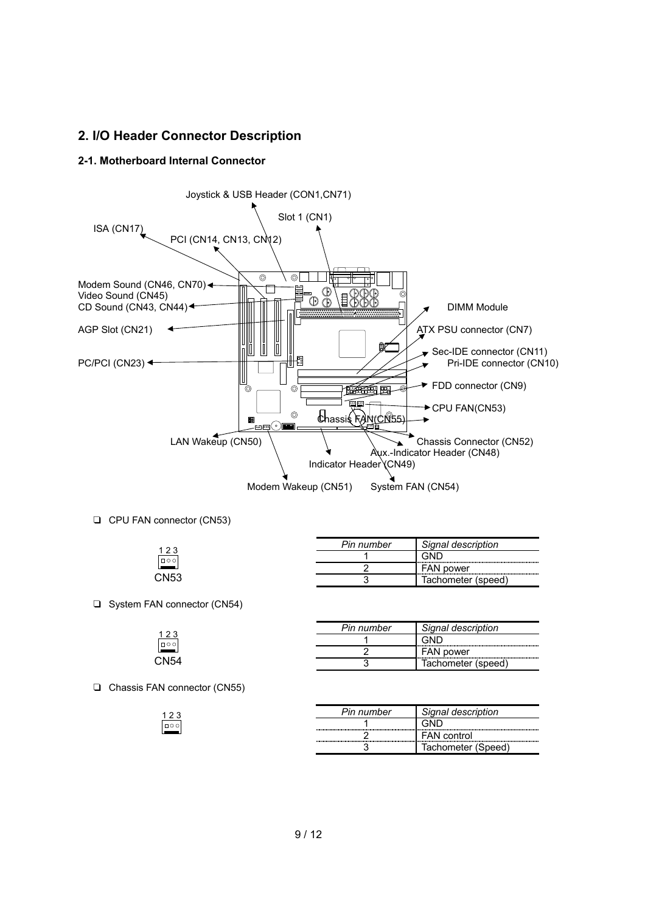## 2. I/O Header Connector Description

### 2-1. Motherboard Internal Connector

Joystick & USB Header (CON1,CN71)
Slot 1 (CN1)
ISA (CN17)
PCI (CN14, CN13, CN12)
Modem Sound (CN46, CN70)
Video Sound (CN45)
CD Sound (CN43, CN44)
DIMM Module
AGP Slot (CN21)
ATX PSU connector (CN7)
Sec-IDE connector (CN11)
PC/PCI (CN23)
Pri-IDE connector (CN10)
FDD connector (CN9)
CPU FAN(CN53)
Chassis FAN(CN55)
LAN Wakeup (CN50)
Chassis Connector (CN52)
Aux.-Indicator Header (CN48)
Indicator Header (CN49)
Modem Wakeup (CN51)
System FAN (CN54)

- CPU FAN connector (CN53)

1 2 3
CN53

| Pin number | Signal description |
|---|---|
| 1 | GND |
| 2 | FAN power |
| 3 | Tachometer (speed) |

- System FAN connector (CN54)

1 2 3
CN54

| Pin number | Signal description |
|---|---|
| 1 | GND |
| 2 | FAN power |
| 3 | Tachometer (speed) |

- Chassis FAN connector (CN55)

1 2 3

| Pin number | Signal description |
|---|---|
| 1 | GND |
| 2 | FAN control |
| 3 | Tachometer (Speed) |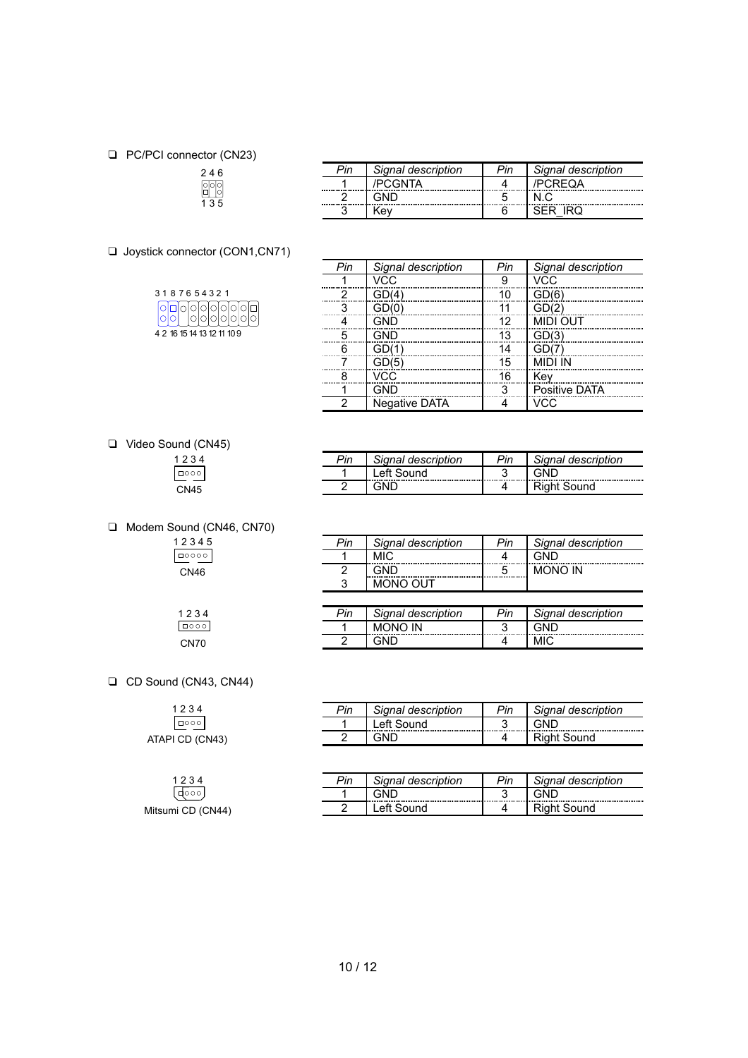- PC/PCI connector (CN23)

2 4 6

1 3 5

| Pin | Signal description | Pin | Signal description |
|---|---|---|---|
| 1 | /PCGNTA | 4 | /PCREQA |
| 2 | GND | 5 | N.C |
| 3 | Key | 6 | SER_IRQ |

- Joystick connector (CON1,CN71)

3 1 8 7 6 5 4 3 2 1

4 2 16 15 14 13 12 11 10 9

| Pin | Signal description | Pin | Signal description |
|---|---|---|---|
| 1 | VCC | 9 | VCC |
| 2 | GD(4) | 10 | GD(6) |
| 3 | GD(0) | 11 | GD(2) |
| 4 | GND | 12 | MIDI OUT |
| 5 | GND | 13 | GD(3) |
| 6 | GD(1) | 14 | GD(7) |
| 7 | GD(5) | 15 | MIDI IN |
| 8 | VCC | 16 | Key |
| 1 | GND | 3 | Positive DATA |
| 2 | Negative DATA | 4 | VCC |

- Video Sound (CN45)

1 2 3 4

CN45

| Pin | Signal description | Pin | Signal description |
|---|---|---|---|
| 1 | Left Sound | 3 | GND |
| 2 | GND | 4 | Right Sound |

- Modem Sound (CN46, CN70)

1 2 3 4 5

CN46

| Pin | Signal description | Pin | Signal description |
|---|---|---|---|
| 1 | MIC | 4 | GND |
| 2 | GND | 5 | MONO IN |
| 3 | MONO OUT | | |

1 2 3 4

CN70

| Pin | Signal description | Pin | Signal description |
|---|---|---|---|
| 1 | MONO IN | 3 | GND |
| 2 | GND | 4 | MIC |

- CD Sound (CN43, CN44)

1 2 3 4

ATAPI CD (CN43)

| Pin | Signal description | Pin | Signal description |
|---|---|---|---|
| 1 | Left Sound | 3 | GND |
| 2 | GND | 4 | Right Sound |

1 2 3 4

Mitsumi CD (CN44)

| Pin | Signal description | Pin | Signal description |
|---|---|---|---|
| 1 | GND | 3 | GND |
| 2 | Left Sound | 4 | Right Sound |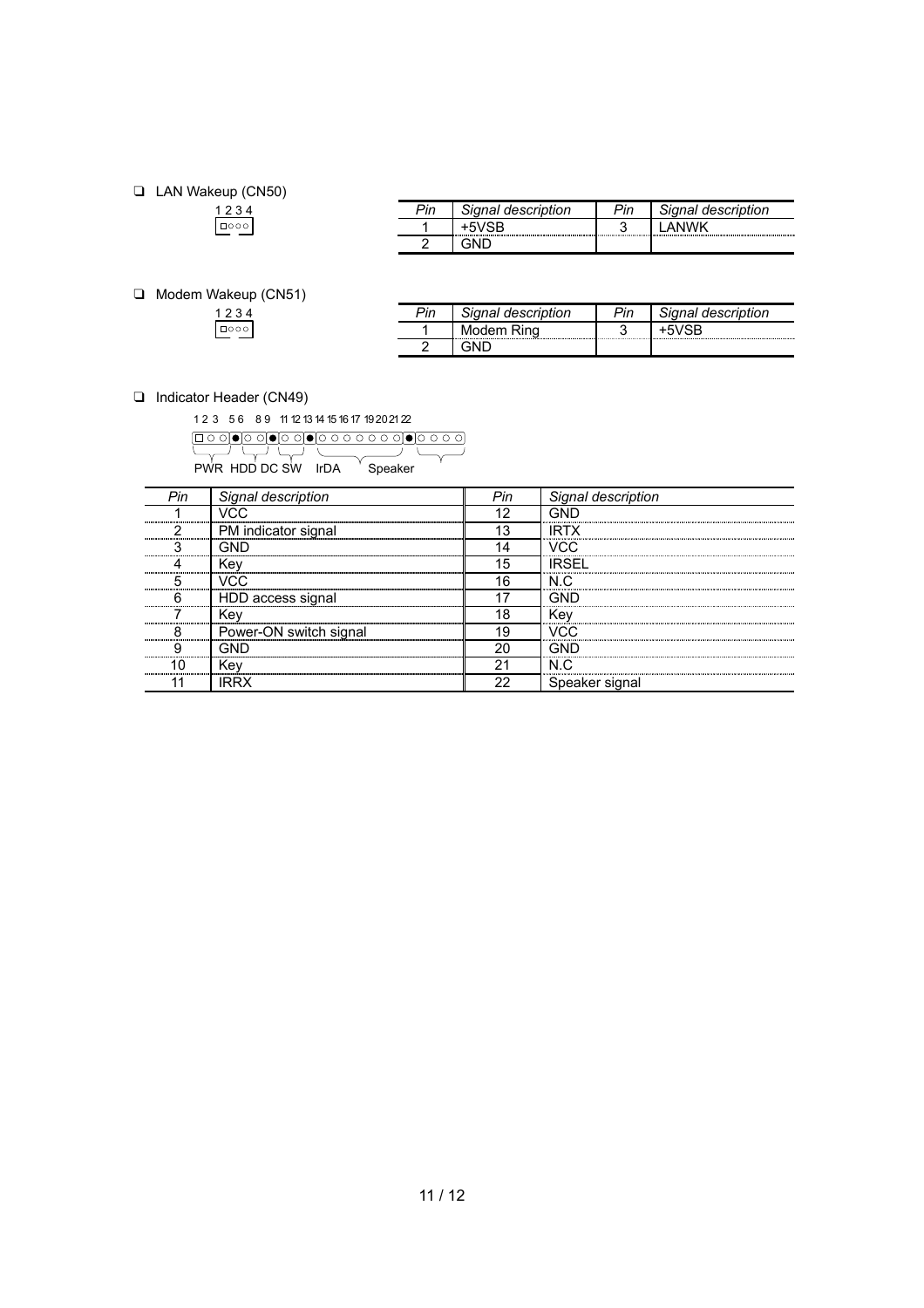- LAN Wakeup (CN50)

1 2 3 4

| Pin | Signal description | Pin | Signal description |
|---|---|---|---|
| 1 | +5VSB | 3 | LANWK |
| 2 | GND | | |

- Modem Wakeup (CN51)

1 2 3 4

| Pin | Signal description | Pin | Signal description |
|---|---|---|---|
| 1 | Modem Ring | 3 | +5VSB |
| 2 | GND | | |

- Indicator Header (CN49)

1 2 3 5 6 8 9 11 12 13 14 15 16 17 19 20 21 22

PWR HDD DC SW IrDA Speaker

| Pin | Signal description | Pin | Signal description |
|---|---|---|---|
| 1 | VCC | 12 | GND |
| 2 | PM indicator signal | 13 | IRTX |
| 3 | GND | 14 | VCC |
| 4 | Key | 15 | IRSEL |
| 5 | VCC | 16 | N.C |
| 6 | HDD access signal | 17 | GND |
| 7 | Key | 18 | Key |
| 8 | Power-ON switch signal | 19 | VCC |
| 9 | GND | 20 | GND |
| 10 | Key | 21 | N.C |
| 11 | IRRX | 22 | Speaker signal |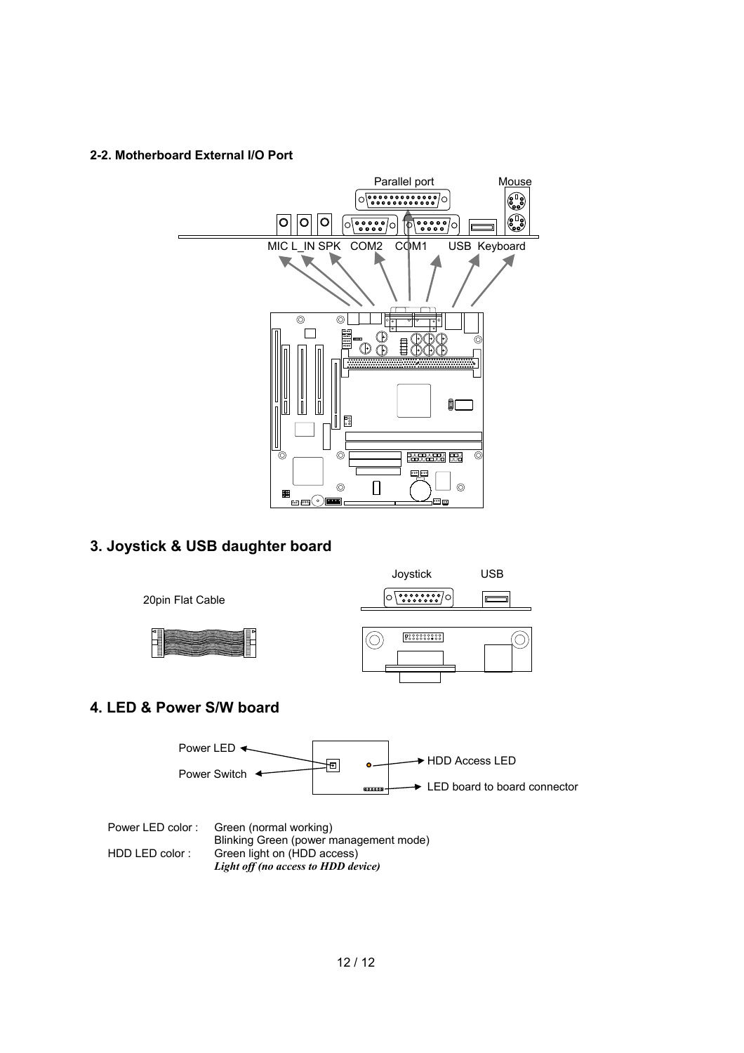#### 2-2. Motherboard External I/O Port

Parallel port

Mouse

MIC L_IN SPK COM2 COM1 USB Keyboard

## 3. Joystick & USB daughter board

Joystick USB

20pin Flat Cable

## 4. LED & Power S/W board

Power LED

Power Switch

HDD Access LED

LED board to board connector

| | |
|---|---|
| Power LED color : | Green (normal working) |
| | Blinking Green (power management mode) |
| HDD LED color : | Green light on (HDD access) |
| | ***Light off (no access to HDD device)*** |